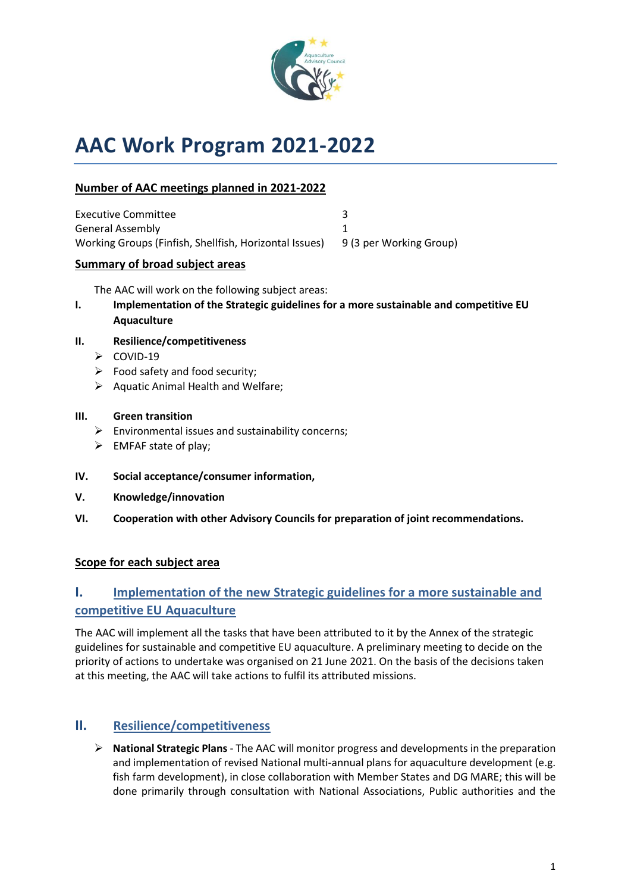# AAC Work Program 2021-2022

## Number of AAC meetings planned in 2021-2022

| | |
|---|---|
| Executive Committee | 3 |
| General Assembly | 1 |
| Working Groups (Finfish, Shellfish, Horizontal Issues) | 9 (3 per Working Group) |

## Summary of broad subject areas

The AAC will work on the following subject areas:

- **I. Implementation of the Strategic guidelines for a more sustainable and competitive EU Aquaculture**
- **II. Resilience/competitiveness**
  - COVID-19
  - Food safety and food security;
  - Aquatic Animal Health and Welfare;
- **III. Green transition**
  - Environmental issues and sustainability concerns;
  - EMFAF state of play;
- **IV. Social acceptance/consumer information,**
- **V. Knowledge/innovation**
- **VI. Cooperation with other Advisory Councils for preparation of joint recommendations.**

## Scope for each subject area

### I. Implementation of the new Strategic guidelines for a more sustainable and competitive EU Aquaculture

The AAC will implement all the tasks that have been attributed to it by the Annex of the strategic guidelines for sustainable and competitive EU aquaculture. A preliminary meeting to decide on the priority of actions to undertake was organised on 21 June 2021. On the basis of the decisions taken at this meeting, the AAC will take actions to fulfil its attributed missions.

### II. Resilience/competitiveness

- **National Strategic Plans** - The AAC will monitor progress and developments in the preparation and implementation of revised National multi-annual plans for aquaculture development (e.g. fish farm development), in close collaboration with Member States and DG MARE; this will be done primarily through consultation with National Associations, Public authorities and the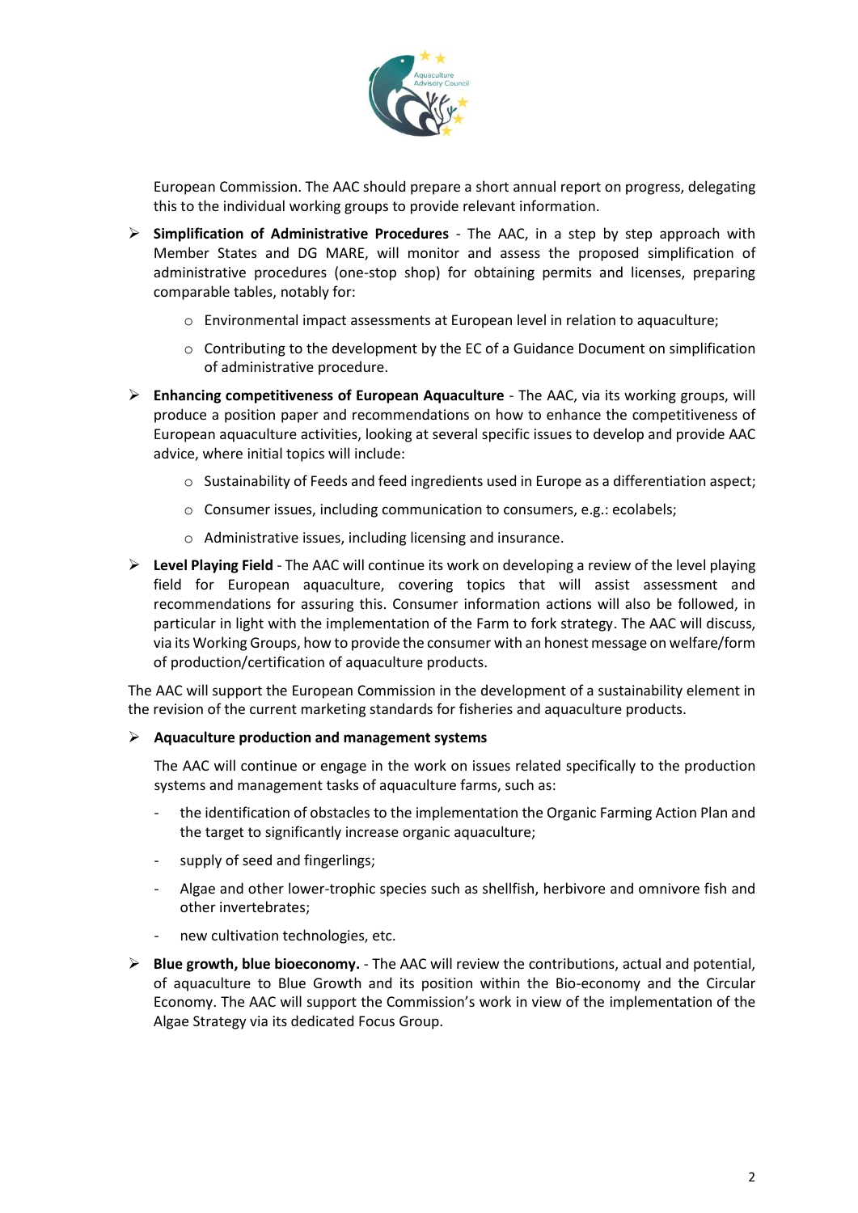European Commission. The AAC should prepare a short annual report on progress, delegating this to the individual working groups to provide relevant information.

- **Simplification of Administrative Procedures** - The AAC, in a step by step approach with Member States and DG MARE, will monitor and assess the proposed simplification of administrative procedures (one-stop shop) for obtaining permits and licenses, preparing comparable tables, notably for:
  - Environmental impact assessments at European level in relation to aquaculture;
  - Contributing to the development by the EC of a Guidance Document on simplification of administrative procedure.
- **Enhancing competitiveness of European Aquaculture** - The AAC, via its working groups, will produce a position paper and recommendations on how to enhance the competitiveness of European aquaculture activities, looking at several specific issues to develop and provide AAC advice, where initial topics will include:
  - Sustainability of Feeds and feed ingredients used in Europe as a differentiation aspect;
  - Consumer issues, including communication to consumers, e.g.: ecolabels;
  - Administrative issues, including licensing and insurance.
- **Level Playing Field** - The AAC will continue its work on developing a review of the level playing field for European aquaculture, covering topics that will assist assessment and recommendations for assuring this. Consumer information actions will also be followed, in particular in light with the implementation of the Farm to fork strategy. The AAC will discuss, via its Working Groups, how to provide the consumer with an honest message on welfare/form of production/certification of aquaculture products.

The AAC will support the European Commission in the development of a sustainability element in the revision of the current marketing standards for fisheries and aquaculture products.

- **Aquaculture production and management systems**

  The AAC will continue or engage in the work on issues related specifically to the production systems and management tasks of aquaculture farms, such as:

  - the identification of obstacles to the implementation the Organic Farming Action Plan and the target to significantly increase organic aquaculture;
  - supply of seed and fingerlings;
  - Algae and other lower-trophic species such as shellfish, herbivore and omnivore fish and other invertebrates;
  - new cultivation technologies, etc.
- **Blue growth, blue bioeconomy.** - The AAC will review the contributions, actual and potential, of aquaculture to Blue Growth and its position within the Bio-economy and the Circular Economy. The AAC will support the Commission's work in view of the implementation of the Algae Strategy via its dedicated Focus Group.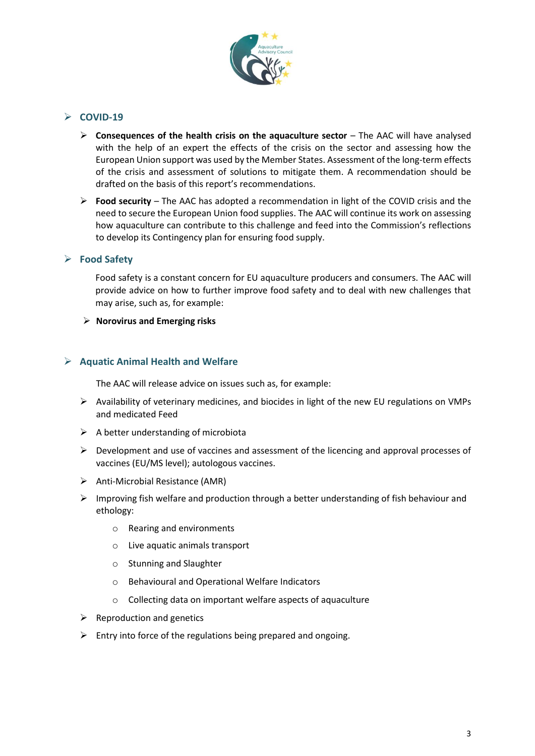## COVID-19

- **Consequences of the health crisis on the aquaculture sector** – The AAC will have analysed with the help of an expert the effects of the crisis on the sector and assessing how the European Union support was used by the Member States. Assessment of the long-term effects of the crisis and assessment of solutions to mitigate them. A recommendation should be drafted on the basis of this report's recommendations.
- **Food security** – The AAC has adopted a recommendation in light of the COVID crisis and the need to secure the European Union food supplies. The AAC will continue its work on assessing how aquaculture can contribute to this challenge and feed into the Commission's reflections to develop its Contingency plan for ensuring food supply.

## Food Safety

Food safety is a constant concern for EU aquaculture producers and consumers. The AAC will provide advice on how to further improve food safety and to deal with new challenges that may arise, such as, for example:

- **Norovirus and Emerging risks**

## Aquatic Animal Health and Welfare

The AAC will release advice on issues such as, for example:

- Availability of veterinary medicines, and biocides in light of the new EU regulations on VMPs and medicated Feed
- A better understanding of microbiota
- Development and use of vaccines and assessment of the licencing and approval processes of vaccines (EU/MS level); autologous vaccines.
- Anti-Microbial Resistance (AMR)
- Improving fish welfare and production through a better understanding of fish behaviour and ethology:
  - Rearing and environments
  - Live aquatic animals transport
  - Stunning and Slaughter
  - Behavioural and Operational Welfare Indicators
  - Collecting data on important welfare aspects of aquaculture
- Reproduction and genetics
- Entry into force of the regulations being prepared and ongoing.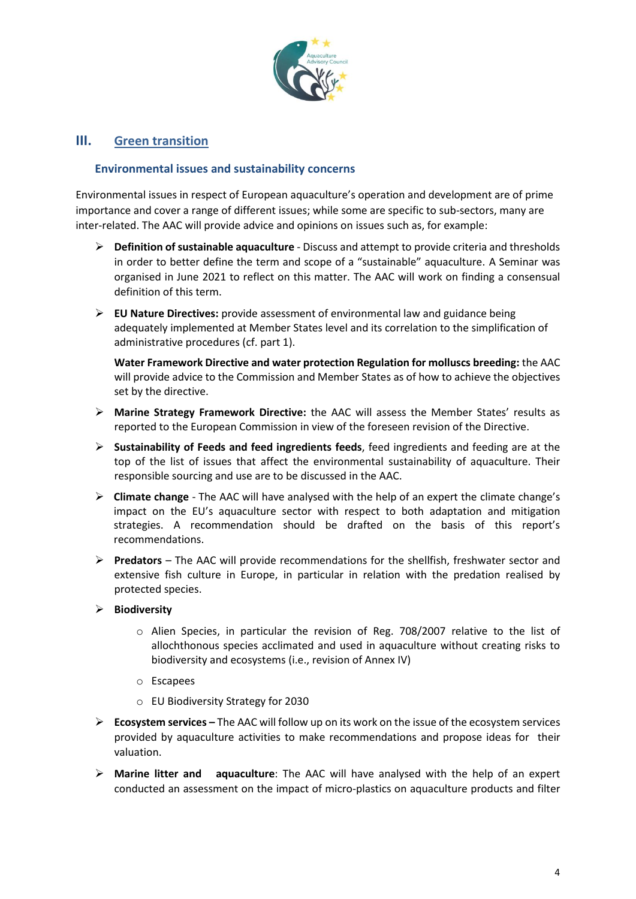## III. Green transition

### Environmental issues and sustainability concerns

Environmental issues in respect of European aquaculture's operation and development are of prime importance and cover a range of different issues; while some are specific to sub-sectors, many are inter-related. The AAC will provide advice and opinions on issues such as, for example:

- **Definition of sustainable aquaculture** - Discuss and attempt to provide criteria and thresholds in order to better define the term and scope of a "sustainable" aquaculture. A Seminar was organised in June 2021 to reflect on this matter. The AAC will work on finding a consensual definition of this term.
- **EU Nature Directives:** provide assessment of environmental law and guidance being adequately implemented at Member States level and its correlation to the simplification of administrative procedures (cf. part 1).

  **Water Framework Directive and water protection Regulation for molluscs breeding:** the AAC will provide advice to the Commission and Member States as of how to achieve the objectives set by the directive.
- **Marine Strategy Framework Directive:** the AAC will assess the Member States' results as reported to the European Commission in view of the foreseen revision of the Directive.
- **Sustainability of Feeds and feed ingredients feeds**, feed ingredients and feeding are at the top of the list of issues that affect the environmental sustainability of aquaculture. Their responsible sourcing and use are to be discussed in the AAC.
- **Climate change** - The AAC will have analysed with the help of an expert the climate change's impact on the EU's aquaculture sector with respect to both adaptation and mitigation strategies. A recommendation should be drafted on the basis of this report's recommendations.
- **Predators** – The AAC will provide recommendations for the shellfish, freshwater sector and extensive fish culture in Europe, in particular in relation with the predation realised by protected species.
- **Biodiversity**
  - Alien Species, in particular the revision of Reg. 708/2007 relative to the list of allochthonous species acclimated and used in aquaculture without creating risks to biodiversity and ecosystems (i.e., revision of Annex IV)
  - Escapees
  - EU Biodiversity Strategy for 2030
- **Ecosystem services –** The AAC will follow up on its work on the issue of the ecosystem services provided by aquaculture activities to make recommendations and propose ideas for their valuation.
- **Marine litter and aquaculture**: The AAC will have analysed with the help of an expert conducted an assessment on the impact of micro-plastics on aquaculture products and filter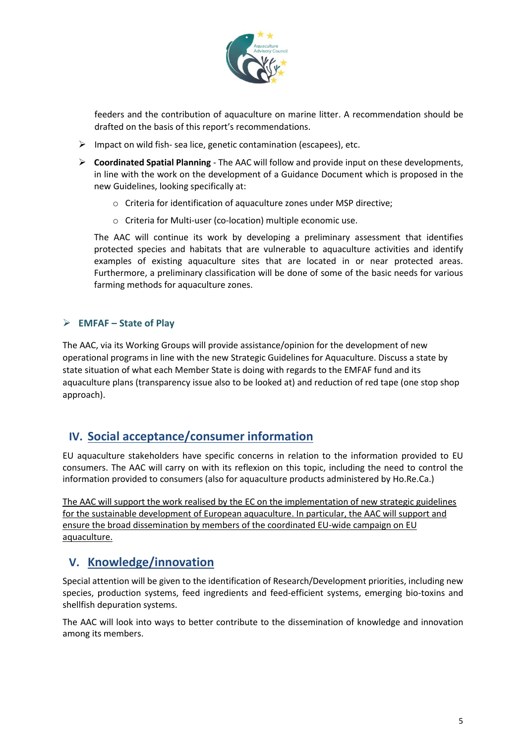feeders and the contribution of aquaculture on marine litter. A recommendation should be drafted on the basis of this report's recommendations.

- Impact on wild fish- sea lice, genetic contamination (escapees), etc.
- **Coordinated Spatial Planning** - The AAC will follow and provide input on these developments, in line with the work on the development of a Guidance Document which is proposed in the new Guidelines, looking specifically at:
  - Criteria for identification of aquaculture zones under MSP directive;
  - Criteria for Multi-user (co-location) multiple economic use.

  The AAC will continue its work by developing a preliminary assessment that identifies protected species and habitats that are vulnerable to aquaculture activities and identify examples of existing aquaculture sites that are located in or near protected areas. Furthermore, a preliminary classification will be done of some of the basic needs for various farming methods for aquaculture zones.

- **EMFAF – State of Play**

The AAC, via its Working Groups will provide assistance/opinion for the development of new operational programs in line with the new Strategic Guidelines for Aquaculture. Discuss a state by state situation of what each Member State is doing with regards to the EMFAF fund and its aquaculture plans (transparency issue also to be looked at) and reduction of red tape (one stop shop approach).

## IV. Social acceptance/consumer information

EU aquaculture stakeholders have specific concerns in relation to the information provided to EU consumers. The AAC will carry on with its reflexion on this topic, including the need to control the information provided to consumers (also for aquaculture products administered by Ho.Re.Ca.)

<u>The AAC will support the work realised by the EC on the implementation of new strategic guidelines for the sustainable development of European aquaculture. In particular, the AAC will support and ensure the broad dissemination by members of the coordinated EU-wide campaign on EU aquaculture.</u>

## V. Knowledge/innovation

Special attention will be given to the identification of Research/Development priorities, including new species, production systems, feed ingredients and feed-efficient systems, emerging bio-toxins and shellfish depuration systems.

The AAC will look into ways to better contribute to the dissemination of knowledge and innovation among its members.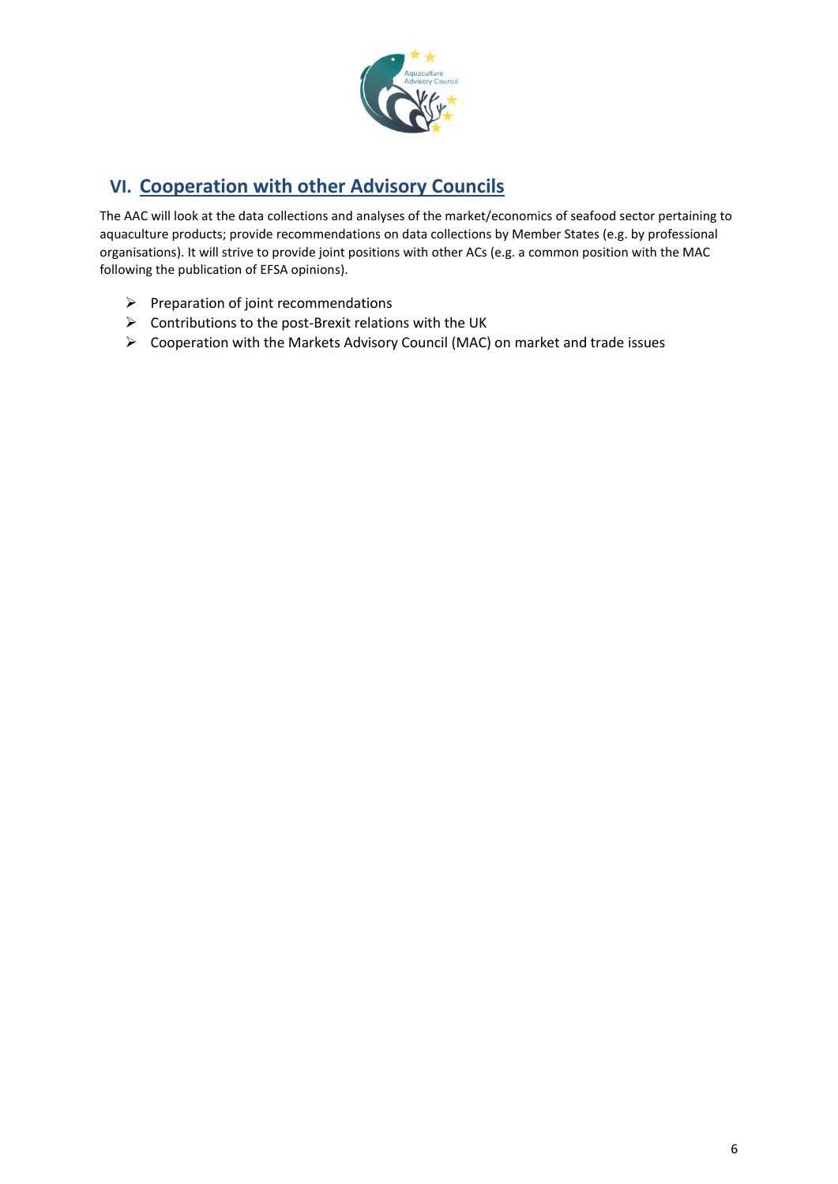## VI. Cooperation with other Advisory Councils

The AAC will look at the data collections and analyses of the market/economics of seafood sector pertaining to aquaculture products; provide recommendations on data collections by Member States (e.g. by professional organisations). It will strive to provide joint positions with other ACs (e.g. a common position with the MAC following the publication of EFSA opinions).

- Preparation of joint recommendations
- Contributions to the post-Brexit relations with the UK
- Cooperation with the Markets Advisory Council (MAC) on market and trade issues